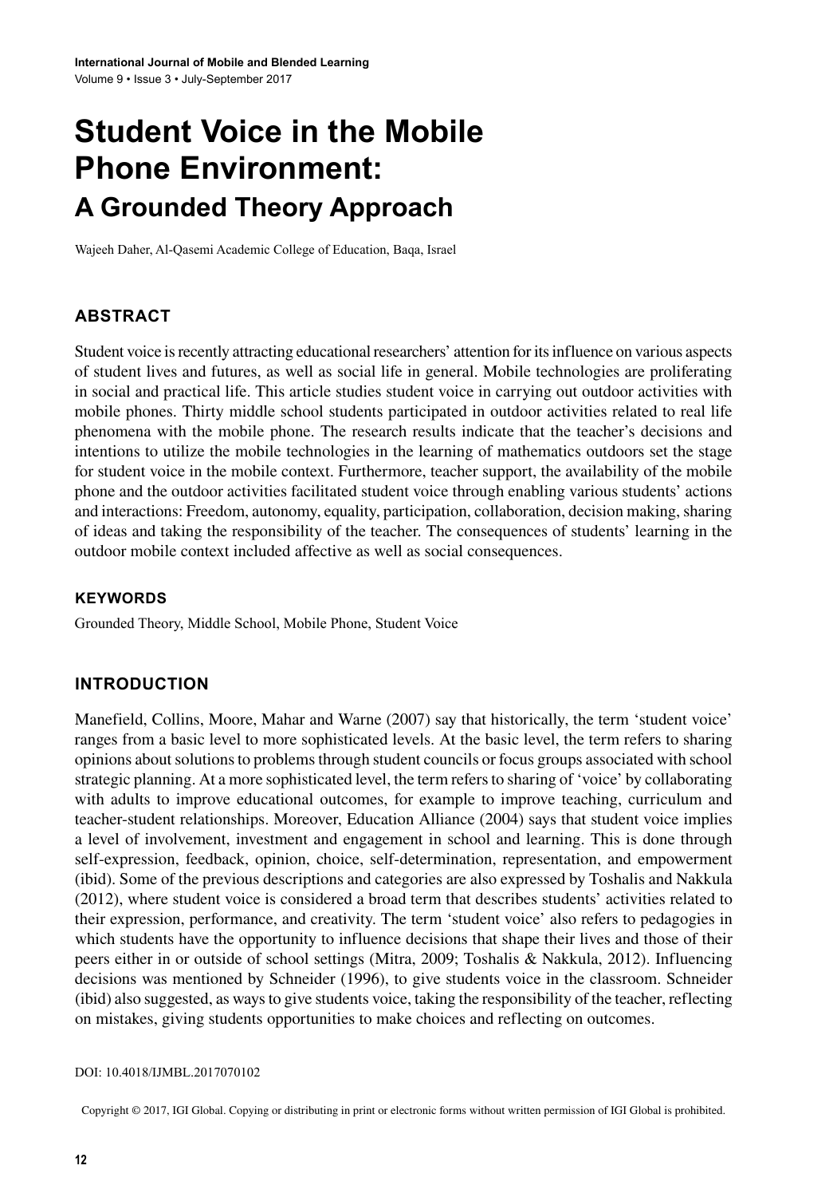# Student Voice in the Mobile Phone Environment:

## A Grounded Theory Approach

Wajeeh Daher, Al-Qasemi Academic College of Education, Baqa, Israel

## ABSTRACT

Student voice is recently attracting educational researchers' attention for its influence on various aspects of student lives and futures, as well as social life in general. Mobile technologies are proliferating in social and practical life. This article studies student voice in carrying out outdoor activities with mobile phones. Thirty middle school students participated in outdoor activities related to real life phenomena with the mobile phone. The research results indicate that the teacher's decisions and intentions to utilize the mobile technologies in the learning of mathematics outdoors set the stage for student voice in the mobile context. Furthermore, teacher support, the availability of the mobile phone and the outdoor activities facilitated student voice through enabling various students' actions and interactions: Freedom, autonomy, equality, participation, collaboration, decision making, sharing of ideas and taking the responsibility of the teacher. The consequences of students' learning in the outdoor mobile context included affective as well as social consequences.

## KEYWORDS

Grounded Theory, Middle School, Mobile Phone, Student Voice

## INTRODUCTION

Manefield, Collins, Moore, Mahar and Warne (2007) say that historically, the term 'student voice' ranges from a basic level to more sophisticated levels. At the basic level, the term refers to sharing opinions about solutions to problems through student councils or focus groups associated with school strategic planning. At a more sophisticated level, the term refers to sharing of 'voice' by collaborating with adults to improve educational outcomes, for example to improve teaching, curriculum and teacher-student relationships. Moreover, Education Alliance (2004) says that student voice implies a level of involvement, investment and engagement in school and learning. This is done through self-expression, feedback, opinion, choice, self-determination, representation, and empowerment (ibid). Some of the previous descriptions and categories are also expressed by Toshalis and Nakkula (2012), where student voice is considered a broad term that describes students' activities related to their expression, performance, and creativity. The term 'student voice' also refers to pedagogies in which students have the opportunity to influence decisions that shape their lives and those of their peers either in or outside of school settings (Mitra, 2009; Toshalis & Nakkula, 2012). Influencing decisions was mentioned by Schneider (1996), to give students voice in the classroom. Schneider (ibid) also suggested, as ways to give students voice, taking the responsibility of the teacher, reflecting on mistakes, giving students opportunities to make choices and reflecting on outcomes.

DOI: 10.4018/IJMBL.2017070102

Copyright © 2017, IGI Global. Copying or distributing in print or electronic forms without written permission of IGI Global is prohibited.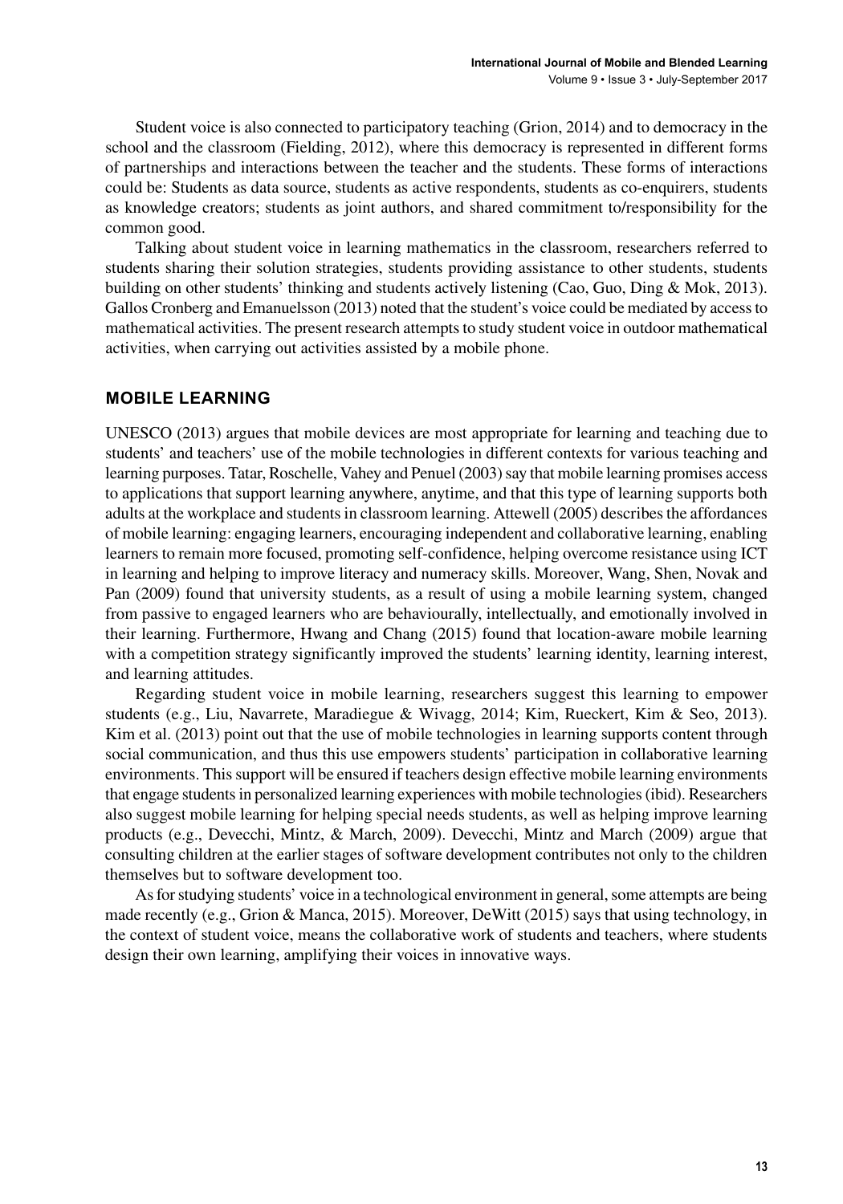Student voice is also connected to participatory teaching (Grion, 2014) and to democracy in the school and the classroom (Fielding, 2012), where this democracy is represented in different forms of partnerships and interactions between the teacher and the students. These forms of interactions could be: Students as data source, students as active respondents, students as co-enquirers, students as knowledge creators; students as joint authors, and shared commitment to/responsibility for the common good.

Talking about student voice in learning mathematics in the classroom, researchers referred to students sharing their solution strategies, students providing assistance to other students, students building on other students' thinking and students actively listening (Cao, Guo, Ding & Mok, 2013). Gallos Cronberg and Emanuelsson (2013) noted that the student's voice could be mediated by access to mathematical activities. The present research attempts to study student voice in outdoor mathematical activities, when carrying out activities assisted by a mobile phone.

## MOBILE LEARNING

UNESCO (2013) argues that mobile devices are most appropriate for learning and teaching due to students' and teachers' use of the mobile technologies in different contexts for various teaching and learning purposes. Tatar, Roschelle, Vahey and Penuel (2003) say that mobile learning promises access to applications that support learning anywhere, anytime, and that this type of learning supports both adults at the workplace and students in classroom learning. Attewell (2005) describes the affordances of mobile learning: engaging learners, encouraging independent and collaborative learning, enabling learners to remain more focused, promoting self-confidence, helping overcome resistance using ICT in learning and helping to improve literacy and numeracy skills. Moreover, Wang, Shen, Novak and Pan (2009) found that university students, as a result of using a mobile learning system, changed from passive to engaged learners who are behaviourally, intellectually, and emotionally involved in their learning. Furthermore, Hwang and Chang (2015) found that location-aware mobile learning with a competition strategy significantly improved the students' learning identity, learning interest, and learning attitudes.

Regarding student voice in mobile learning, researchers suggest this learning to empower students (e.g., Liu, Navarrete, Maradiegue & Wivagg, 2014; Kim, Rueckert, Kim & Seo, 2013). Kim et al. (2013) point out that the use of mobile technologies in learning supports content through social communication, and thus this use empowers students' participation in collaborative learning environments. This support will be ensured if teachers design effective mobile learning environments that engage students in personalized learning experiences with mobile technologies (ibid). Researchers also suggest mobile learning for helping special needs students, as well as helping improve learning products (e.g., Devecchi, Mintz, & March, 2009). Devecchi, Mintz and March (2009) argue that consulting children at the earlier stages of software development contributes not only to the children themselves but to software development too.

As for studying students' voice in a technological environment in general, some attempts are being made recently (e.g., Grion & Manca, 2015). Moreover, DeWitt (2015) says that using technology, in the context of student voice, means the collaborative work of students and teachers, where students design their own learning, amplifying their voices in innovative ways.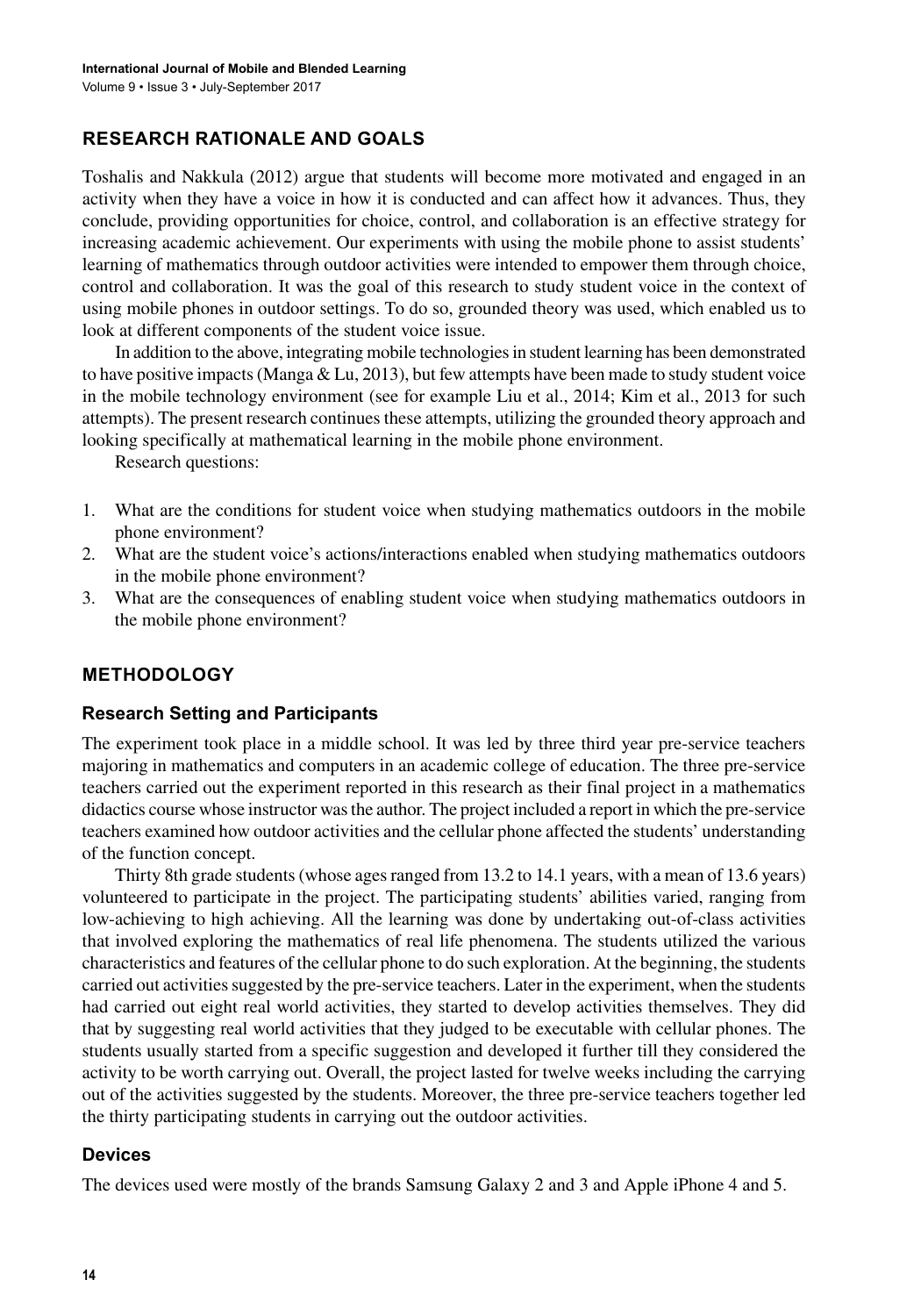## RESEARCH RATIONALE AND GOALS

Toshalis and Nakkula (2012) argue that students will become more motivated and engaged in an activity when they have a voice in how it is conducted and can affect how it advances. Thus, they conclude, providing opportunities for choice, control, and collaboration is an effective strategy for increasing academic achievement. Our experiments with using the mobile phone to assist students' learning of mathematics through outdoor activities were intended to empower them through choice, control and collaboration. It was the goal of this research to study student voice in the context of using mobile phones in outdoor settings. To do so, grounded theory was used, which enabled us to look at different components of the student voice issue.

In addition to the above, integrating mobile technologies in student learning has been demonstrated to have positive impacts (Manga & Lu, 2013), but few attempts have been made to study student voice in the mobile technology environment (see for example Liu et al., 2014; Kim et al., 2013 for such attempts). The present research continues these attempts, utilizing the grounded theory approach and looking specifically at mathematical learning in the mobile phone environment.

Research questions:

1. What are the conditions for student voice when studying mathematics outdoors in the mobile phone environment?
2. What are the student voice's actions/interactions enabled when studying mathematics outdoors in the mobile phone environment?
3. What are the consequences of enabling student voice when studying mathematics outdoors in the mobile phone environment?

## METHODOLOGY

### Research Setting and Participants

The experiment took place in a middle school. It was led by three third year pre-service teachers majoring in mathematics and computers in an academic college of education. The three pre-service teachers carried out the experiment reported in this research as their final project in a mathematics didactics course whose instructor was the author. The project included a report in which the pre-service teachers examined how outdoor activities and the cellular phone affected the students' understanding of the function concept.

Thirty 8th grade students (whose ages ranged from 13.2 to 14.1 years, with a mean of 13.6 years) volunteered to participate in the project. The participating students' abilities varied, ranging from low-achieving to high achieving. All the learning was done by undertaking out-of-class activities that involved exploring the mathematics of real life phenomena. The students utilized the various characteristics and features of the cellular phone to do such exploration. At the beginning, the students carried out activities suggested by the pre-service teachers. Later in the experiment, when the students had carried out eight real world activities, they started to develop activities themselves. They did that by suggesting real world activities that they judged to be executable with cellular phones. The students usually started from a specific suggestion and developed it further till they considered the activity to be worth carrying out. Overall, the project lasted for twelve weeks including the carrying out of the activities suggested by the students. Moreover, the three pre-service teachers together led the thirty participating students in carrying out the outdoor activities.

### Devices

The devices used were mostly of the brands Samsung Galaxy 2 and 3 and Apple iPhone 4 and 5.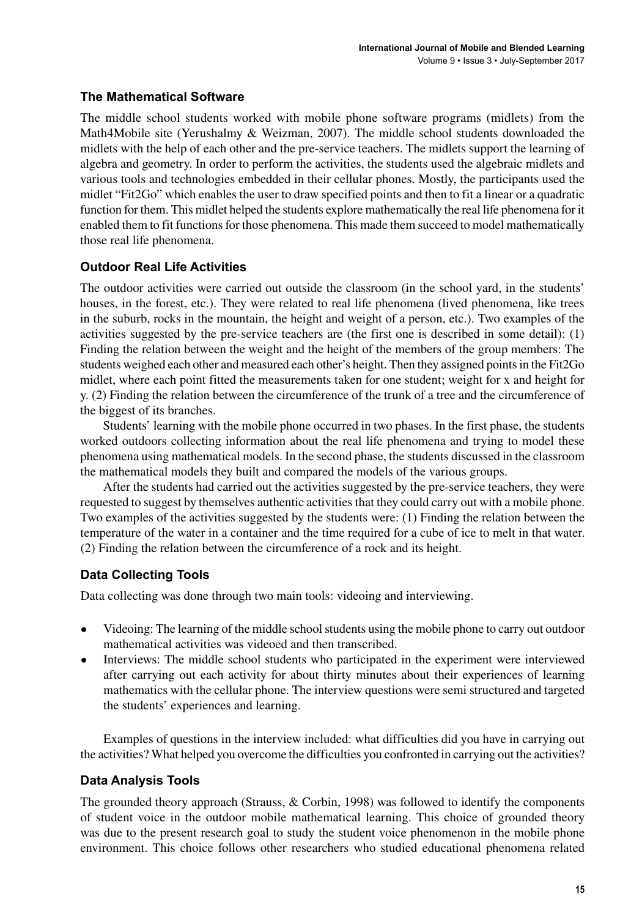### The Mathematical Software

The middle school students worked with mobile phone software programs (midlets) from the Math4Mobile site (Yerushalmy & Weizman, 2007). The middle school students downloaded the midlets with the help of each other and the pre-service teachers. The midlets support the learning of algebra and geometry. In order to perform the activities, the students used the algebraic midlets and various tools and technologies embedded in their cellular phones. Mostly, the participants used the midlet "Fit2Go" which enables the user to draw specified points and then to fit a linear or a quadratic function for them. This midlet helped the students explore mathematically the real life phenomena for it enabled them to fit functions for those phenomena. This made them succeed to model mathematically those real life phenomena.

### Outdoor Real Life Activities

The outdoor activities were carried out outside the classroom (in the school yard, in the students' houses, in the forest, etc.). They were related to real life phenomena (lived phenomena, like trees in the suburb, rocks in the mountain, the height and weight of a person, etc.). Two examples of the activities suggested by the pre-service teachers are (the first one is described in some detail): (1) Finding the relation between the weight and the height of the members of the group members: The students weighed each other and measured each other's height. Then they assigned points in the Fit2Go midlet, where each point fitted the measurements taken for one student; weight for x and height for y. (2) Finding the relation between the circumference of the trunk of a tree and the circumference of the biggest of its branches.

Students' learning with the mobile phone occurred in two phases. In the first phase, the students worked outdoors collecting information about the real life phenomena and trying to model these phenomena using mathematical models. In the second phase, the students discussed in the classroom the mathematical models they built and compared the models of the various groups.

After the students had carried out the activities suggested by the pre-service teachers, they were requested to suggest by themselves authentic activities that they could carry out with a mobile phone. Two examples of the activities suggested by the students were: (1) Finding the relation between the temperature of the water in a container and the time required for a cube of ice to melt in that water. (2) Finding the relation between the circumference of a rock and its height.

### Data Collecting Tools

Data collecting was done through two main tools: videoing and interviewing.

- Videoing: The learning of the middle school students using the mobile phone to carry out outdoor mathematical activities was videoed and then transcribed.
- Interviews: The middle school students who participated in the experiment were interviewed after carrying out each activity for about thirty minutes about their experiences of learning mathematics with the cellular phone. The interview questions were semi structured and targeted the students' experiences and learning.

Examples of questions in the interview included: what difficulties did you have in carrying out the activities? What helped you overcome the difficulties you confronted in carrying out the activities?

### Data Analysis Tools

The grounded theory approach (Strauss, & Corbin, 1998) was followed to identify the components of student voice in the outdoor mobile mathematical learning. This choice of grounded theory was due to the present research goal to study the student voice phenomenon in the mobile phone environment. This choice follows other researchers who studied educational phenomena related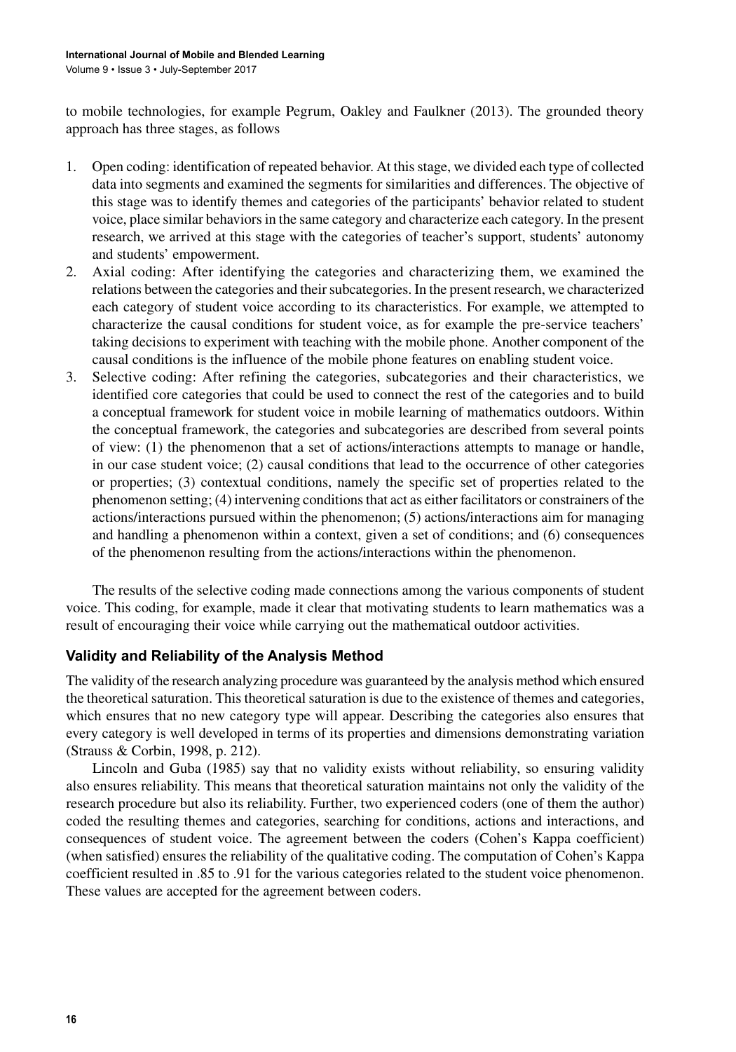to mobile technologies, for example Pegrum, Oakley and Faulkner (2013). The grounded theory approach has three stages, as follows

1. Open coding: identification of repeated behavior. At this stage, we divided each type of collected data into segments and examined the segments for similarities and differences. The objective of this stage was to identify themes and categories of the participants' behavior related to student voice, place similar behaviors in the same category and characterize each category. In the present research, we arrived at this stage with the categories of teacher's support, students' autonomy and students' empowerment.
2. Axial coding: After identifying the categories and characterizing them, we examined the relations between the categories and their subcategories. In the present research, we characterized each category of student voice according to its characteristics. For example, we attempted to characterize the causal conditions for student voice, as for example the pre-service teachers' taking decisions to experiment with teaching with the mobile phone. Another component of the causal conditions is the influence of the mobile phone features on enabling student voice.
3. Selective coding: After refining the categories, subcategories and their characteristics, we identified core categories that could be used to connect the rest of the categories and to build a conceptual framework for student voice in mobile learning of mathematics outdoors. Within the conceptual framework, the categories and subcategories are described from several points of view: (1) the phenomenon that a set of actions/interactions attempts to manage or handle, in our case student voice; (2) causal conditions that lead to the occurrence of other categories or properties; (3) contextual conditions, namely the specific set of properties related to the phenomenon setting; (4) intervening conditions that act as either facilitators or constrainers of the actions/interactions pursued within the phenomenon; (5) actions/interactions aim for managing and handling a phenomenon within a context, given a set of conditions; and (6) consequences of the phenomenon resulting from the actions/interactions within the phenomenon.

The results of the selective coding made connections among the various components of student voice. This coding, for example, made it clear that motivating students to learn mathematics was a result of encouraging their voice while carrying out the mathematical outdoor activities.

### Validity and Reliability of the Analysis Method

The validity of the research analyzing procedure was guaranteed by the analysis method which ensured the theoretical saturation. This theoretical saturation is due to the existence of themes and categories, which ensures that no new category type will appear. Describing the categories also ensures that every category is well developed in terms of its properties and dimensions demonstrating variation (Strauss & Corbin, 1998, p. 212).

Lincoln and Guba (1985) say that no validity exists without reliability, so ensuring validity also ensures reliability. This means that theoretical saturation maintains not only the validity of the research procedure but also its reliability. Further, two experienced coders (one of them the author) coded the resulting themes and categories, searching for conditions, actions and interactions, and consequences of student voice. The agreement between the coders (Cohen's Kappa coefficient) (when satisfied) ensures the reliability of the qualitative coding. The computation of Cohen's Kappa coefficient resulted in .85 to .91 for the various categories related to the student voice phenomenon. These values are accepted for the agreement between coders.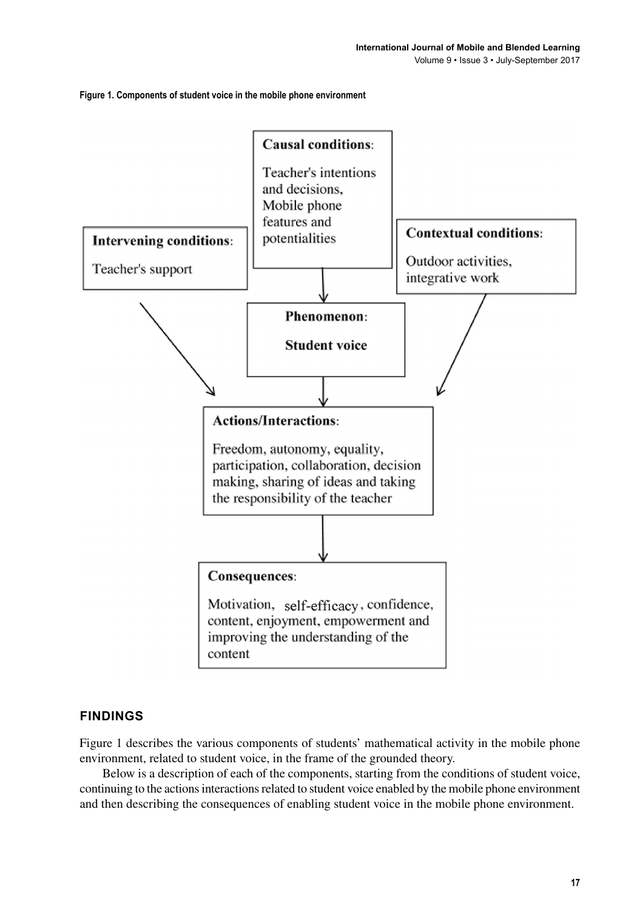**Figure 1. Components of student voice in the mobile phone environment**

**Causal conditions**: Teacher's intentions and decisions, Mobile phone features and potentialities

**Intervening conditions**: Teacher's support

**Contextual conditions**: Outdoor activities, integrative work

**Phenomenon**: **Student voice**

**Actions/Interactions**: Freedom, autonomy, equality, participation, collaboration, decision making, sharing of ideas and taking the responsibility of the teacher

**Consequences**: Motivation, self-efficacy, confidence, content, enjoyment, empowerment and improving the understanding of the content

## FINDINGS

Figure 1 describes the various components of students' mathematical activity in the mobile phone environment, related to student voice, in the frame of the grounded theory.

Below is a description of each of the components, starting from the conditions of student voice, continuing to the actions interactions related to student voice enabled by the mobile phone environment and then describing the consequences of enabling student voice in the mobile phone environment.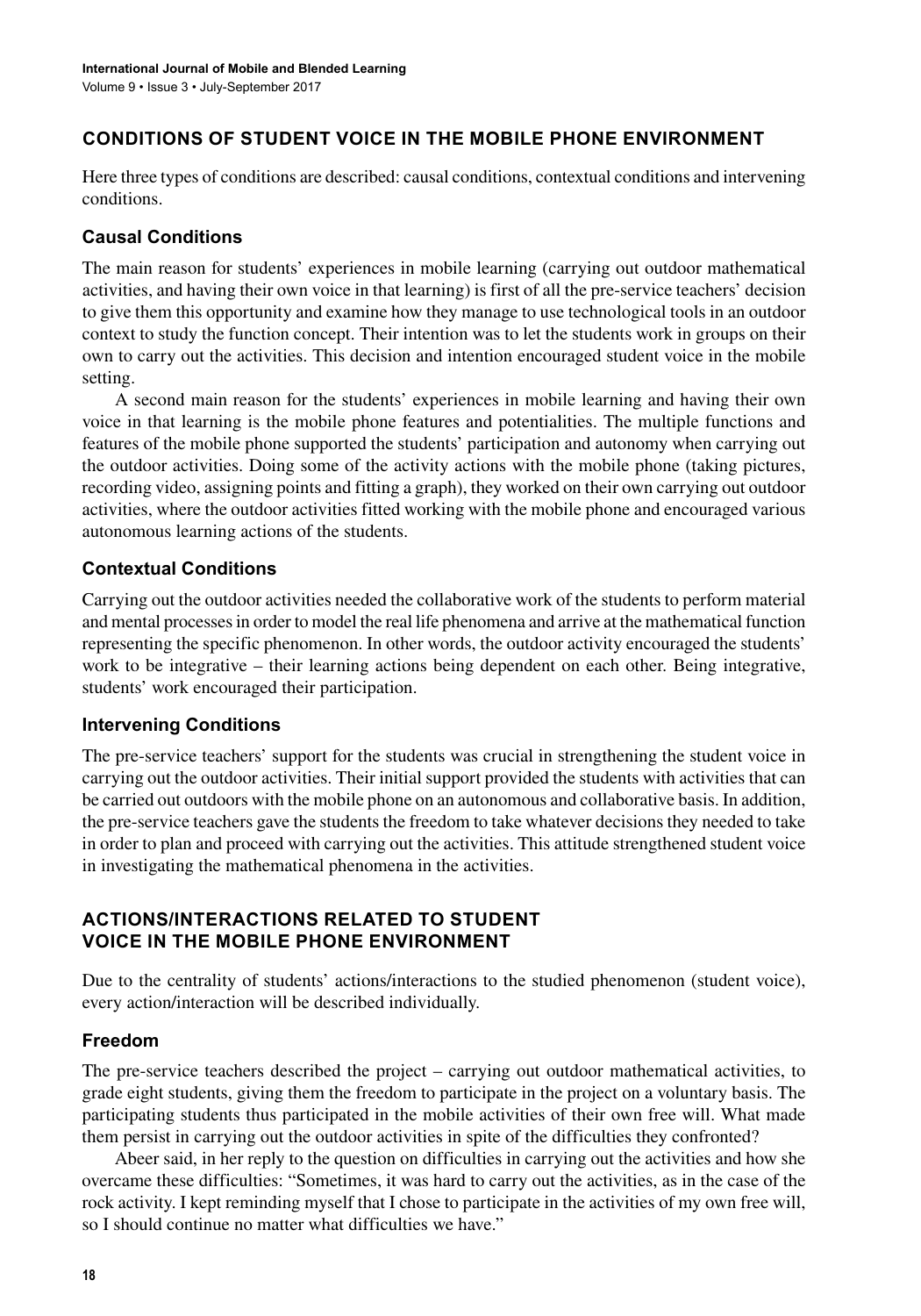## CONDITIONS OF STUDENT VOICE IN THE MOBILE PHONE ENVIRONMENT

Here three types of conditions are described: causal conditions, contextual conditions and intervening conditions.

### Causal Conditions

The main reason for students' experiences in mobile learning (carrying out outdoor mathematical activities, and having their own voice in that learning) is first of all the pre-service teachers' decision to give them this opportunity and examine how they manage to use technological tools in an outdoor context to study the function concept. Their intention was to let the students work in groups on their own to carry out the activities. This decision and intention encouraged student voice in the mobile setting.

A second main reason for the students' experiences in mobile learning and having their own voice in that learning is the mobile phone features and potentialities. The multiple functions and features of the mobile phone supported the students' participation and autonomy when carrying out the outdoor activities. Doing some of the activity actions with the mobile phone (taking pictures, recording video, assigning points and fitting a graph), they worked on their own carrying out outdoor activities, where the outdoor activities fitted working with the mobile phone and encouraged various autonomous learning actions of the students.

### Contextual Conditions

Carrying out the outdoor activities needed the collaborative work of the students to perform material and mental processes in order to model the real life phenomena and arrive at the mathematical function representing the specific phenomenon. In other words, the outdoor activity encouraged the students' work to be integrative – their learning actions being dependent on each other. Being integrative, students' work encouraged their participation.

### Intervening Conditions

The pre-service teachers' support for the students was crucial in strengthening the student voice in carrying out the outdoor activities. Their initial support provided the students with activities that can be carried out outdoors with the mobile phone on an autonomous and collaborative basis. In addition, the pre-service teachers gave the students the freedom to take whatever decisions they needed to take in order to plan and proceed with carrying out the activities. This attitude strengthened student voice in investigating the mathematical phenomena in the activities.

## ACTIONS/INTERACTIONS RELATED TO STUDENT VOICE IN THE MOBILE PHONE ENVIRONMENT

Due to the centrality of students' actions/interactions to the studied phenomenon (student voice), every action/interaction will be described individually.

### Freedom

The pre-service teachers described the project – carrying out outdoor mathematical activities, to grade eight students, giving them the freedom to participate in the project on a voluntary basis. The participating students thus participated in the mobile activities of their own free will. What made them persist in carrying out the outdoor activities in spite of the difficulties they confronted?

Abeer said, in her reply to the question on difficulties in carrying out the activities and how she overcame these difficulties: "Sometimes, it was hard to carry out the activities, as in the case of the rock activity. I kept reminding myself that I chose to participate in the activities of my own free will, so I should continue no matter what difficulties we have."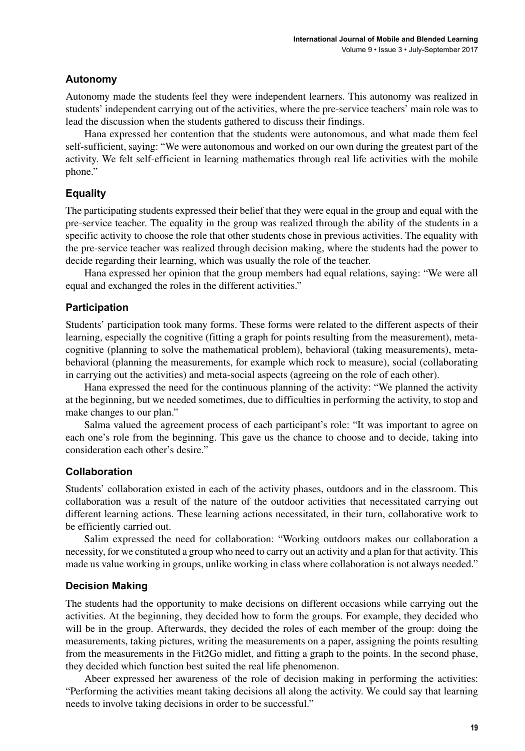### Autonomy

Autonomy made the students feel they were independent learners. This autonomy was realized in students' independent carrying out of the activities, where the pre-service teachers' main role was to lead the discussion when the students gathered to discuss their findings.

Hana expressed her contention that the students were autonomous, and what made them feel self-sufficient, saying: "We were autonomous and worked on our own during the greatest part of the activity. We felt self-efficient in learning mathematics through real life activities with the mobile phone."

### Equality

The participating students expressed their belief that they were equal in the group and equal with the pre-service teacher. The equality in the group was realized through the ability of the students in a specific activity to choose the role that other students chose in previous activities. The equality with the pre-service teacher was realized through decision making, where the students had the power to decide regarding their learning, which was usually the role of the teacher.

Hana expressed her opinion that the group members had equal relations, saying: "We were all equal and exchanged the roles in the different activities."

### Participation

Students' participation took many forms. These forms were related to the different aspects of their learning, especially the cognitive (fitting a graph for points resulting from the measurement), meta-cognitive (planning to solve the mathematical problem), behavioral (taking measurements), meta-behavioral (planning the measurements, for example which rock to measure), social (collaborating in carrying out the activities) and meta-social aspects (agreeing on the role of each other).

Hana expressed the need for the continuous planning of the activity: "We planned the activity at the beginning, but we needed sometimes, due to difficulties in performing the activity, to stop and make changes to our plan."

Salma valued the agreement process of each participant's role: "It was important to agree on each one's role from the beginning. This gave us the chance to choose and to decide, taking into consideration each other's desire."

### Collaboration

Students' collaboration existed in each of the activity phases, outdoors and in the classroom. This collaboration was a result of the nature of the outdoor activities that necessitated carrying out different learning actions. These learning actions necessitated, in their turn, collaborative work to be efficiently carried out.

Salim expressed the need for collaboration: "Working outdoors makes our collaboration a necessity, for we constituted a group who need to carry out an activity and a plan for that activity. This made us value working in groups, unlike working in class where collaboration is not always needed."

### Decision Making

The students had the opportunity to make decisions on different occasions while carrying out the activities. At the beginning, they decided how to form the groups. For example, they decided who will be in the group. Afterwards, they decided the roles of each member of the group: doing the measurements, taking pictures, writing the measurements on a paper, assigning the points resulting from the measurements in the Fit2Go midlet, and fitting a graph to the points. In the second phase, they decided which function best suited the real life phenomenon.

Abeer expressed her awareness of the role of decision making in performing the activities: "Performing the activities meant taking decisions all along the activity. We could say that learning needs to involve taking decisions in order to be successful."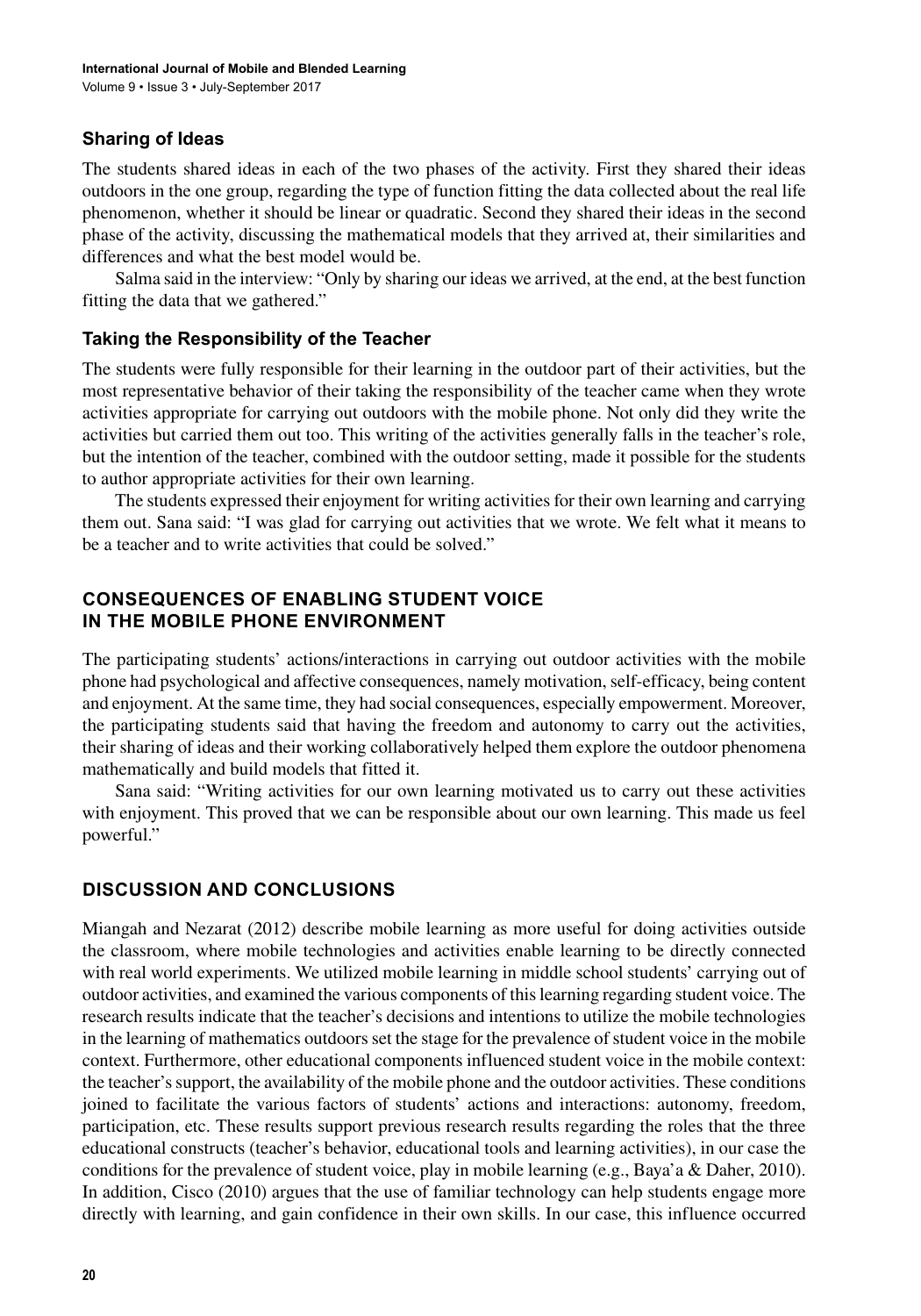### Sharing of Ideas

The students shared ideas in each of the two phases of the activity. First they shared their ideas outdoors in the one group, regarding the type of function fitting the data collected about the real life phenomenon, whether it should be linear or quadratic. Second they shared their ideas in the second phase of the activity, discussing the mathematical models that they arrived at, their similarities and differences and what the best model would be.

Salma said in the interview: "Only by sharing our ideas we arrived, at the end, at the best function fitting the data that we gathered."

### Taking the Responsibility of the Teacher

The students were fully responsible for their learning in the outdoor part of their activities, but the most representative behavior of their taking the responsibility of the teacher came when they wrote activities appropriate for carrying out outdoors with the mobile phone. Not only did they write the activities but carried them out too. This writing of the activities generally falls in the teacher's role, but the intention of the teacher, combined with the outdoor setting, made it possible for the students to author appropriate activities for their own learning.

The students expressed their enjoyment for writing activities for their own learning and carrying them out. Sana said: "I was glad for carrying out activities that we wrote. We felt what it means to be a teacher and to write activities that could be solved."

## CONSEQUENCES OF ENABLING STUDENT VOICE IN THE MOBILE PHONE ENVIRONMENT

The participating students' actions/interactions in carrying out outdoor activities with the mobile phone had psychological and affective consequences, namely motivation, self-efficacy, being content and enjoyment. At the same time, they had social consequences, especially empowerment. Moreover, the participating students said that having the freedom and autonomy to carry out the activities, their sharing of ideas and their working collaboratively helped them explore the outdoor phenomena mathematically and build models that fitted it.

Sana said: "Writing activities for our own learning motivated us to carry out these activities with enjoyment. This proved that we can be responsible about our own learning. This made us feel powerful."

## DISCUSSION AND CONCLUSIONS

Miangah and Nezarat (2012) describe mobile learning as more useful for doing activities outside the classroom, where mobile technologies and activities enable learning to be directly connected with real world experiments. We utilized mobile learning in middle school students' carrying out of outdoor activities, and examined the various components of this learning regarding student voice. The research results indicate that the teacher's decisions and intentions to utilize the mobile technologies in the learning of mathematics outdoors set the stage for the prevalence of student voice in the mobile context. Furthermore, other educational components influenced student voice in the mobile context: the teacher's support, the availability of the mobile phone and the outdoor activities. These conditions joined to facilitate the various factors of students' actions and interactions: autonomy, freedom, participation, etc. These results support previous research results regarding the roles that the three educational constructs (teacher's behavior, educational tools and learning activities), in our case the conditions for the prevalence of student voice, play in mobile learning (e.g., Baya'a & Daher, 2010). In addition, Cisco (2010) argues that the use of familiar technology can help students engage more directly with learning, and gain confidence in their own skills. In our case, this influence occurred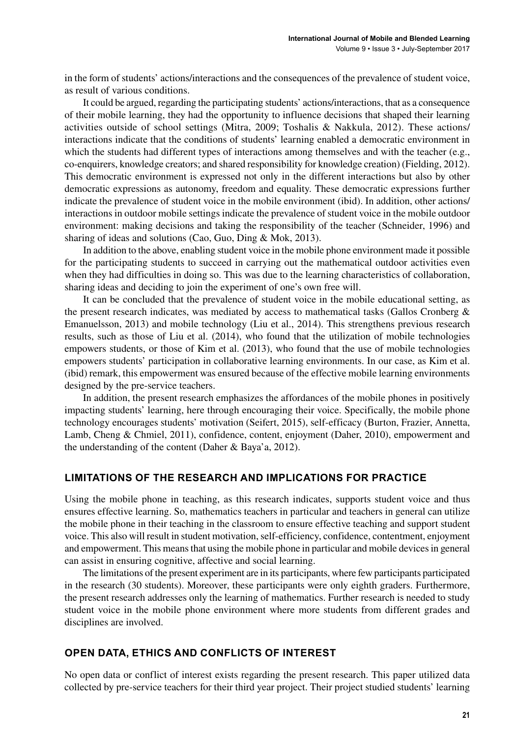in the form of students' actions/interactions and the consequences of the prevalence of student voice, as result of various conditions.

It could be argued, regarding the participating students' actions/interactions, that as a consequence of their mobile learning, they had the opportunity to influence decisions that shaped their learning activities outside of school settings (Mitra, 2009; Toshalis & Nakkula, 2012). These actions/interactions indicate that the conditions of students' learning enabled a democratic environment in which the students had different types of interactions among themselves and with the teacher (e.g., co-enquirers, knowledge creators; and shared responsibility for knowledge creation) (Fielding, 2012). This democratic environment is expressed not only in the different interactions but also by other democratic expressions as autonomy, freedom and equality. These democratic expressions further indicate the prevalence of student voice in the mobile environment (ibid). In addition, other actions/interactions in outdoor mobile settings indicate the prevalence of student voice in the mobile outdoor environment: making decisions and taking the responsibility of the teacher (Schneider, 1996) and sharing of ideas and solutions (Cao, Guo, Ding & Mok, 2013).

In addition to the above, enabling student voice in the mobile phone environment made it possible for the participating students to succeed in carrying out the mathematical outdoor activities even when they had difficulties in doing so. This was due to the learning characteristics of collaboration, sharing ideas and deciding to join the experiment of one's own free will.

It can be concluded that the prevalence of student voice in the mobile educational setting, as the present research indicates, was mediated by access to mathematical tasks (Gallos Cronberg & Emanuelsson, 2013) and mobile technology (Liu et al., 2014). This strengthens previous research results, such as those of Liu et al. (2014), who found that the utilization of mobile technologies empowers students, or those of Kim et al. (2013), who found that the use of mobile technologies empowers students' participation in collaborative learning environments. In our case, as Kim et al. (ibid) remark, this empowerment was ensured because of the effective mobile learning environments designed by the pre-service teachers.

In addition, the present research emphasizes the affordances of the mobile phones in positively impacting students' learning, here through encouraging their voice. Specifically, the mobile phone technology encourages students' motivation (Seifert, 2015), self-efficacy (Burton, Frazier, Annetta, Lamb, Cheng & Chmiel, 2011), confidence, content, enjoyment (Daher, 2010), empowerment and the understanding of the content (Daher & Baya'a, 2012).

## LIMITATIONS OF THE RESEARCH AND IMPLICATIONS FOR PRACTICE

Using the mobile phone in teaching, as this research indicates, supports student voice and thus ensures effective learning. So, mathematics teachers in particular and teachers in general can utilize the mobile phone in their teaching in the classroom to ensure effective teaching and support student voice. This also will result in student motivation, self-efficiency, confidence, contentment, enjoyment and empowerment. This means that using the mobile phone in particular and mobile devices in general can assist in ensuring cognitive, affective and social learning.

The limitations of the present experiment are in its participants, where few participants participated in the research (30 students). Moreover, these participants were only eighth graders. Furthermore, the present research addresses only the learning of mathematics. Further research is needed to study student voice in the mobile phone environment where more students from different grades and disciplines are involved.

## OPEN DATA, ETHICS AND CONFLICTS OF INTEREST

No open data or conflict of interest exists regarding the present research. This paper utilized data collected by pre-service teachers for their third year project. Their project studied students' learning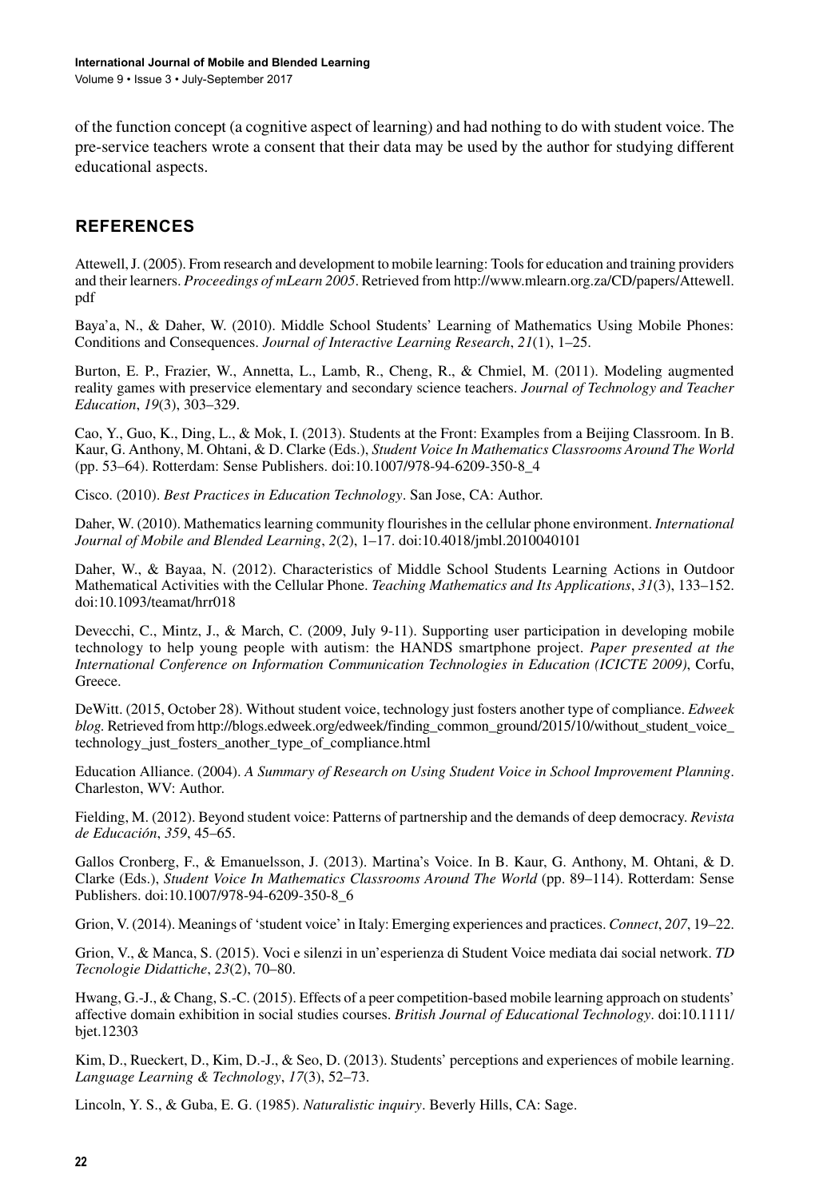of the function concept (a cognitive aspect of learning) and had nothing to do with student voice. The pre-service teachers wrote a consent that their data may be used by the author for studying different educational aspects.

## REFERENCES

Attewell, J. (2005). From research and development to mobile learning: Tools for education and training providers and their learners. *Proceedings of mLearn 2005*. Retrieved from http://www.mlearn.org.za/CD/papers/Attewell.pdf

Baya'a, N., & Daher, W. (2010). Middle School Students' Learning of Mathematics Using Mobile Phones: Conditions and Consequences. *Journal of Interactive Learning Research*, *21*(1), 1–25.

Burton, E. P., Frazier, W., Annetta, L., Lamb, R., Cheng, R., & Chmiel, M. (2011). Modeling augmented reality games with preservice elementary and secondary science teachers. *Journal of Technology and Teacher Education*, *19*(3), 303–329.

Cao, Y., Guo, K., Ding, L., & Mok, I. (2013). Students at the Front: Examples from a Beijing Classroom. In B. Kaur, G. Anthony, M. Ohtani, & D. Clarke (Eds.), *Student Voice In Mathematics Classrooms Around The World* (pp. 53–64). Rotterdam: Sense Publishers. doi:10.1007/978-94-6209-350-8_4

Cisco. (2010). *Best Practices in Education Technology*. San Jose, CA: Author.

Daher, W. (2010). Mathematics learning community flourishes in the cellular phone environment. *International Journal of Mobile and Blended Learning*, *2*(2), 1–17. doi:10.4018/jmbl.2010040101

Daher, W., & Bayaa, N. (2012). Characteristics of Middle School Students Learning Actions in Outdoor Mathematical Activities with the Cellular Phone. *Teaching Mathematics and Its Applications*, *31*(3), 133–152. doi:10.1093/teamat/hrr018

Devecchi, C., Mintz, J., & March, C. (2009, July 9-11). Supporting user participation in developing mobile technology to help young people with autism: the HANDS smartphone project. *Paper presented at the International Conference on Information Communication Technologies in Education (ICICTE 2009)*, Corfu, Greece.

DeWitt. (2015, October 28). Without student voice, technology just fosters another type of compliance. *Edweek blog*. Retrieved from http://blogs.edweek.org/edweek/finding_common_ground/2015/10/without_student_voice_technology_just_fosters_another_type_of_compliance.html

Education Alliance. (2004). *A Summary of Research on Using Student Voice in School Improvement Planning*. Charleston, WV: Author.

Fielding, M. (2012). Beyond student voice: Patterns of partnership and the demands of deep democracy. *Revista de Educación*, *359*, 45–65.

Gallos Cronberg, F., & Emanuelsson, J. (2013). Martina's Voice. In B. Kaur, G. Anthony, M. Ohtani, & D. Clarke (Eds.), *Student Voice In Mathematics Classrooms Around The World* (pp. 89–114). Rotterdam: Sense Publishers. doi:10.1007/978-94-6209-350-8_6

Grion, V. (2014). Meanings of 'student voice' in Italy: Emerging experiences and practices. *Connect*, *207*, 19–22.

Grion, V., & Manca, S. (2015). Voci e silenzi in un'esperienza di Student Voice mediata dai social network. *TD Tecnologie Didattiche*, *23*(2), 70–80.

Hwang, G.-J., & Chang, S.-C. (2015). Effects of a peer competition-based mobile learning approach on students' affective domain exhibition in social studies courses. *British Journal of Educational Technology*. doi:10.1111/bjet.12303

Kim, D., Rueckert, D., Kim, D.-J., & Seo, D. (2013). Students' perceptions and experiences of mobile learning. *Language Learning & Technology*, *17*(3), 52–73.

Lincoln, Y. S., & Guba, E. G. (1985). *Naturalistic inquiry*. Beverly Hills, CA: Sage.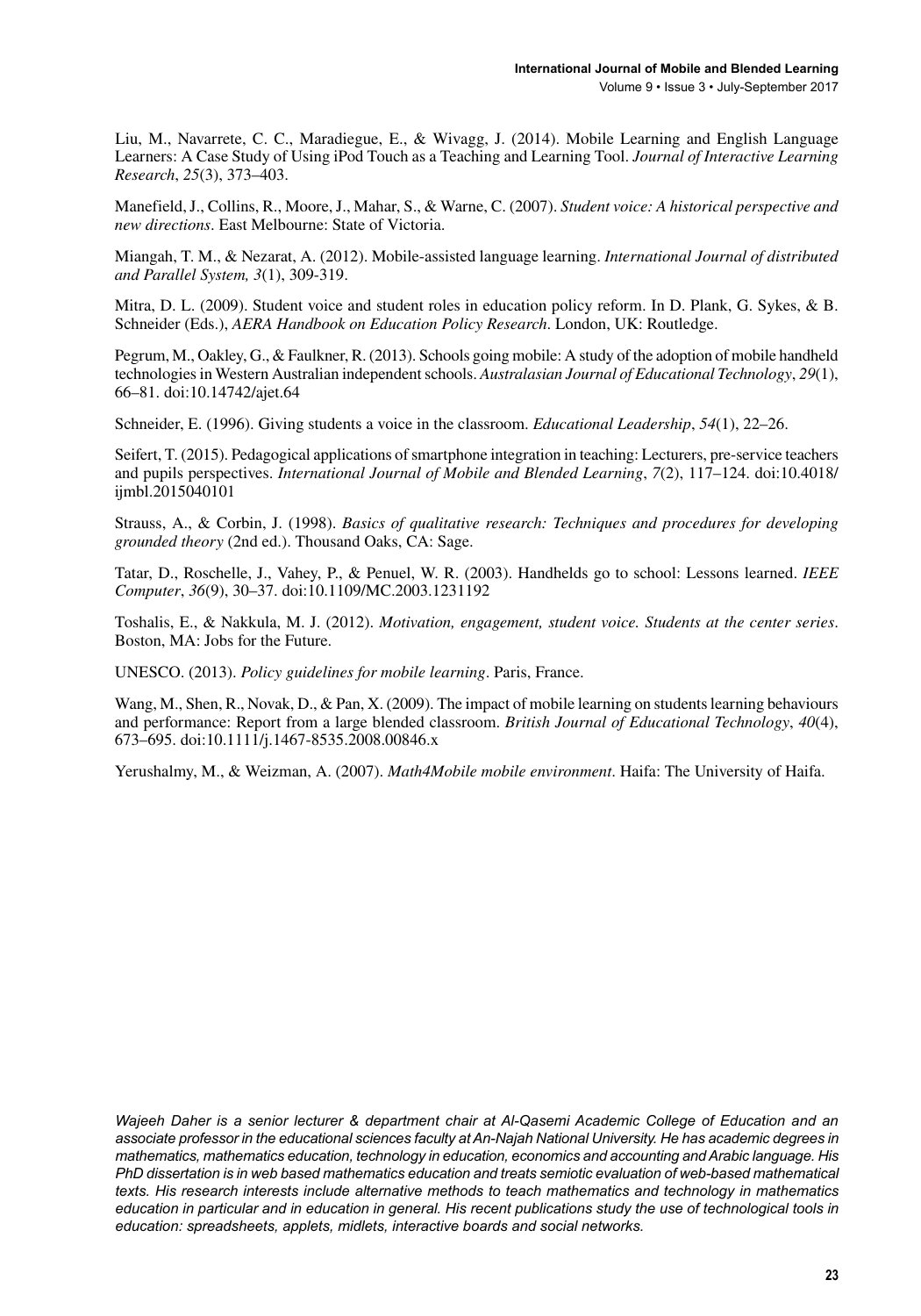Liu, M., Navarrete, C. C., Maradiegue, E., & Wivagg, J. (2014). Mobile Learning and English Language Learners: A Case Study of Using iPod Touch as a Teaching and Learning Tool. *Journal of Interactive Learning Research*, *25*(3), 373–403.

Manefield, J., Collins, R., Moore, J., Mahar, S., & Warne, C. (2007). *Student voice: A historical perspective and new directions*. East Melbourne: State of Victoria.

Miangah, T. M., & Nezarat, A. (2012). Mobile-assisted language learning. *International Journal of distributed and Parallel System, 3*(1), 309-319.

Mitra, D. L. (2009). Student voice and student roles in education policy reform. In D. Plank, G. Sykes, & B. Schneider (Eds.), *AERA Handbook on Education Policy Research*. London, UK: Routledge.

Pegrum, M., Oakley, G., & Faulkner, R. (2013). Schools going mobile: A study of the adoption of mobile handheld technologies in Western Australian independent schools. *Australasian Journal of Educational Technology*, *29*(1), 66–81. doi:10.14742/ajet.64

Schneider, E. (1996). Giving students a voice in the classroom. *Educational Leadership*, *54*(1), 22–26.

Seifert, T. (2015). Pedagogical applications of smartphone integration in teaching: Lecturers, pre-service teachers and pupils perspectives. *International Journal of Mobile and Blended Learning*, *7*(2), 117–124. doi:10.4018/ijmbl.2015040101

Strauss, A., & Corbin, J. (1998). *Basics of qualitative research: Techniques and procedures for developing grounded theory* (2nd ed.). Thousand Oaks, CA: Sage.

Tatar, D., Roschelle, J., Vahey, P., & Penuel, W. R. (2003). Handhelds go to school: Lessons learned. *IEEE Computer*, *36*(9), 30–37. doi:10.1109/MC.2003.1231192

Toshalis, E., & Nakkula, M. J. (2012). *Motivation, engagement, student voice. Students at the center series*. Boston, MA: Jobs for the Future.

UNESCO. (2013). *Policy guidelines for mobile learning*. Paris, France.

Wang, M., Shen, R., Novak, D., & Pan, X. (2009). The impact of mobile learning on students learning behaviours and performance: Report from a large blended classroom. *British Journal of Educational Technology*, *40*(4), 673–695. doi:10.1111/j.1467-8535.2008.00846.x

Yerushalmy, M., & Weizman, A. (2007). *Math4Mobile mobile environment*. Haifa: The University of Haifa.

*Wajeeh Daher is a senior lecturer & department chair at Al-Qasemi Academic College of Education and an associate professor in the educational sciences faculty at An-Najah National University. He has academic degrees in mathematics, mathematics education, technology in education, economics and accounting and Arabic language. His PhD dissertation is in web based mathematics education and treats semiotic evaluation of web-based mathematical texts. His research interests include alternative methods to teach mathematics and technology in mathematics education in particular and in education in general. His recent publications study the use of technological tools in education: spreadsheets, applets, midlets, interactive boards and social networks.*